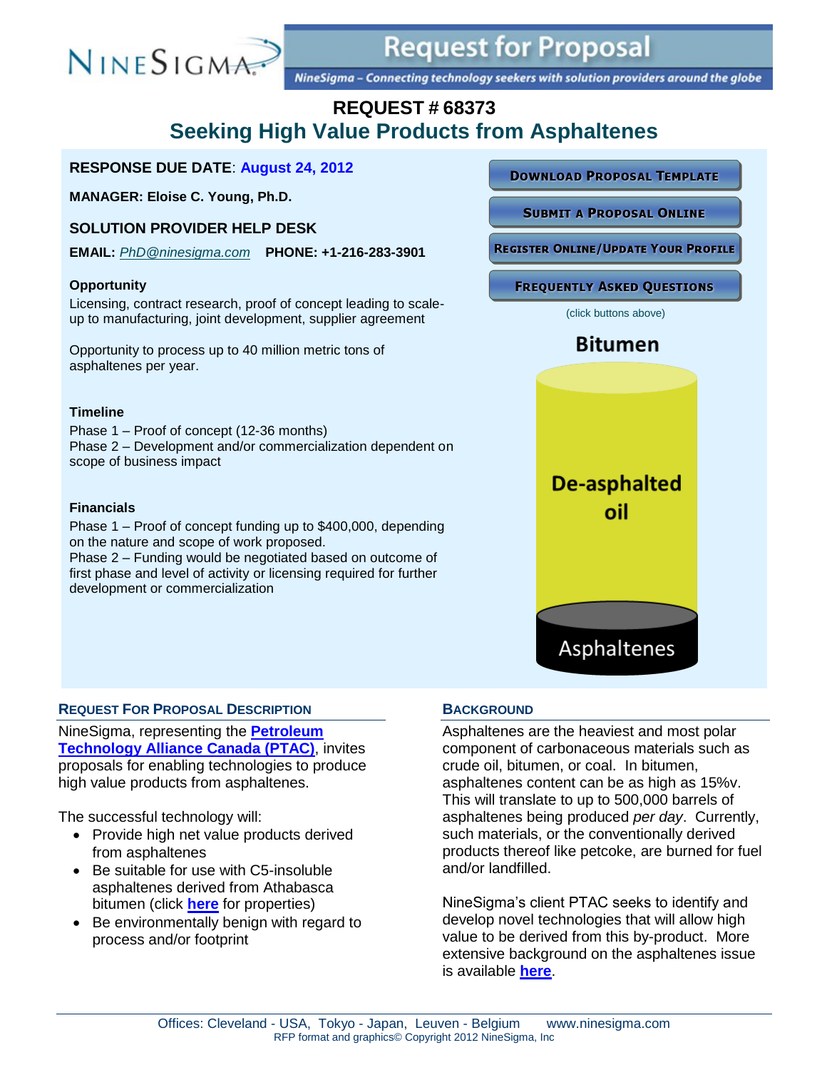# Request for Proposal

*NineSigma – Connecting technology seekers with solution providers around the globe*

## REQUEST # 68373

## Seeking High Value Products from Asphaltenes

**RESPONSE DUE DATE**: **August 24, 2012**

**MANAGER: Eloise C. Young, Ph.D.**

**SOLUTION PROVIDER HELP DESK**

**EMAIL:** *PhD@ninesigma.com* **PHONE: +1-216-283-3901**

DOWNLOAD PROPOSAL TEMPLATE

SUBMIT A PROPOSAL ONLINE

REGISTER ONLINE/UPDATE YOUR PROFILE

FREQUENTLY ASKED QUESTIONS

(click buttons above)

**Opportunity**

Licensing, contract research, proof of concept leading to scale-up to manufacturing, joint development, supplier agreement

Opportunity to process up to 40 million metric tons of asphaltenes per year.

**Timeline**

Phase 1 – Proof of concept (12-36 months)
Phase 2 – Development and/or commercialization dependent on scope of business impact

**Financials**

Phase 1 – Proof of concept funding up to $400,000, depending on the nature and scope of work proposed.
Phase 2 – Funding would be negotiated based on outcome of first phase and level of activity or licensing required for further development or commercialization

Bitumen

De-asphalted oil

Asphaltenes

### REQUEST FOR PROPOSAL DESCRIPTION

NineSigma, representing the **Petroleum Technology Alliance Canada (PTAC)**, invites proposals for enabling technologies to produce high value products from asphaltenes.

The successful technology will:

- Provide high net value products derived from asphaltenes
- Be suitable for use with C5-insoluble asphaltenes derived from Athabasca bitumen (click **here** for properties)
- Be environmentally benign with regard to process and/or footprint

### BACKGROUND

Asphaltenes are the heaviest and most polar component of carbonaceous materials such as crude oil, bitumen, or coal. In bitumen, asphaltenes content can be as high as 15%v. This will translate to up to 500,000 barrels of asphaltenes being produced *per day*. Currently, such materials, or the conventionally derived products thereof like petcoke, are burned for fuel and/or landfilled.

NineSigma's client PTAC seeks to identify and develop novel technologies that will allow high value to be derived from this by-product. More extensive background on the asphaltenes issue is available **here**.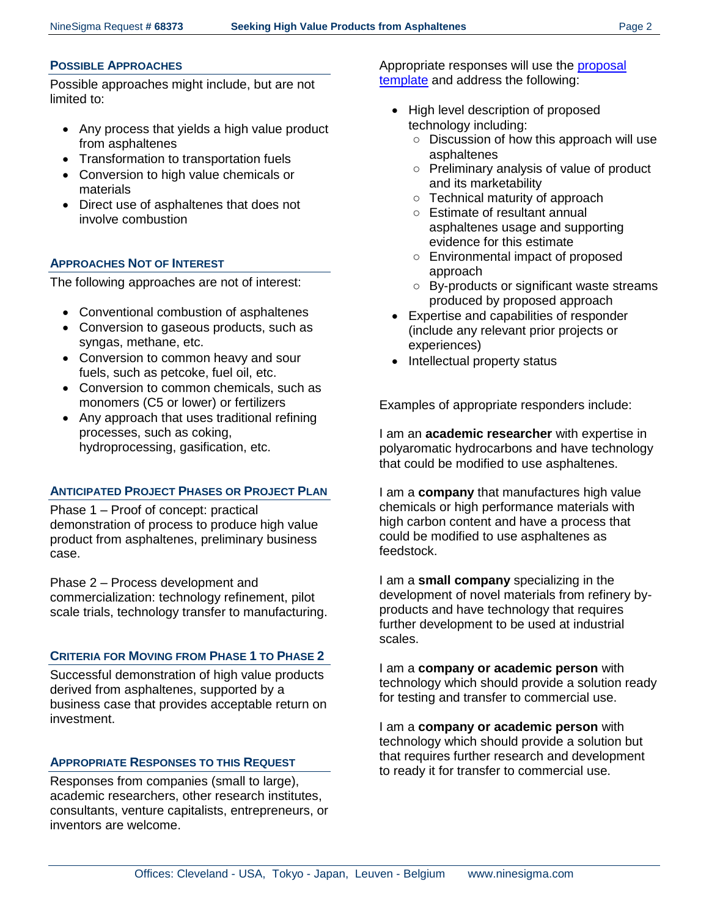## Possible Approaches

Possible approaches might include, but are not limited to:

- Any process that yields a high value product from asphaltenes
- Transformation to transportation fuels
- Conversion to high value chemicals or materials
- Direct use of asphaltenes that does not involve combustion

## Approaches Not of Interest

The following approaches are not of interest:

- Conventional combustion of asphaltenes
- Conversion to gaseous products, such as syngas, methane, etc.
- Conversion to common heavy and sour fuels, such as petcoke, fuel oil, etc.
- Conversion to common chemicals, such as monomers (C5 or lower) or fertilizers
- Any approach that uses traditional refining processes, such as coking, hydroprocessing, gasification, etc.

## Anticipated Project Phases or Project Plan

Phase 1 – Proof of concept: practical demonstration of process to produce high value product from asphaltenes, preliminary business case.

Phase 2 – Process development and commercialization: technology refinement, pilot scale trials, technology transfer to manufacturing.

## Criteria for Moving from Phase 1 to Phase 2

Successful demonstration of high value products derived from asphaltenes, supported by a business case that provides acceptable return on investment.

## Appropriate Responses to this Request

Responses from companies (small to large), academic researchers, other research institutes, consultants, venture capitalists, entrepreneurs, or inventors are welcome.

Appropriate responses will use the proposal template and address the following:

- High level description of proposed technology including:
  - Discussion of how this approach will use asphaltenes
  - Preliminary analysis of value of product and its marketability
  - Technical maturity of approach
  - Estimate of resultant annual asphaltenes usage and supporting evidence for this estimate
  - Environmental impact of proposed approach
  - By-products or significant waste streams produced by proposed approach
- Expertise and capabilities of responder (include any relevant prior projects or experiences)
- Intellectual property status

Examples of appropriate responders include:

I am an **academic researcher** with expertise in polyaromatic hydrocarbons and have technology that could be modified to use asphaltenes.

I am a **company** that manufactures high value chemicals or high performance materials with high carbon content and have a process that could be modified to use asphaltenes as feedstock.

I am a **small company** specializing in the development of novel materials from refinery by-products and have technology that requires further development to be used at industrial scales.

I am a **company or academic person** with technology which should provide a solution ready for testing and transfer to commercial use.

I am a **company or academic person** with technology which should provide a solution but that requires further research and development to ready it for transfer to commercial use.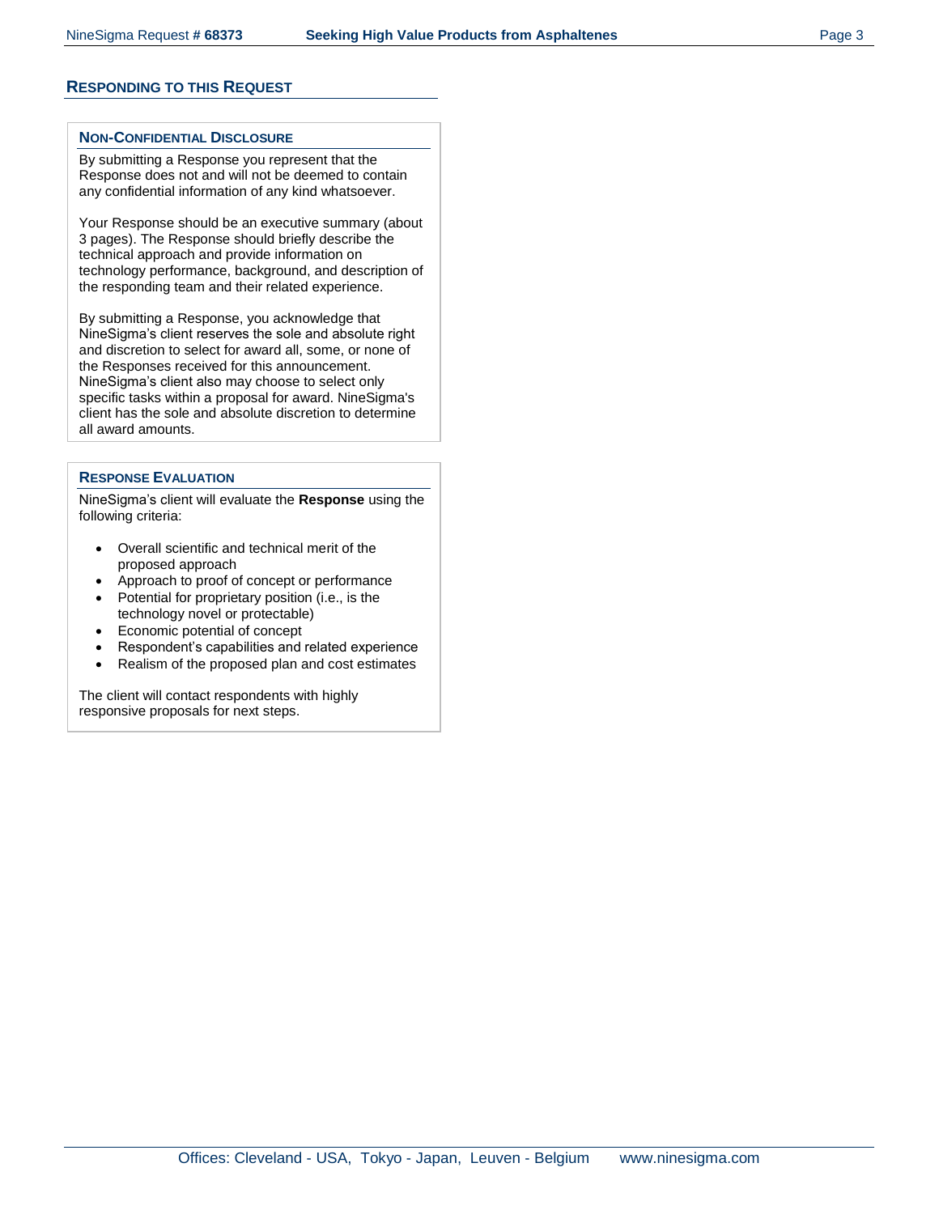## Responding to this Request

### Non-Confidential Disclosure

By submitting a Response you represent that the Response does not and will not be deemed to contain any confidential information of any kind whatsoever.

Your Response should be an executive summary (about 3 pages). The Response should briefly describe the technical approach and provide information on technology performance, background, and description of the responding team and their related experience.

By submitting a Response, you acknowledge that NineSigma's client reserves the sole and absolute right and discretion to select for award all, some, or none of the Responses received for this announcement. NineSigma's client also may choose to select only specific tasks within a proposal for award. NineSigma's client has the sole and absolute discretion to determine all award amounts.

### Response Evaluation

NineSigma's client will evaluate the **Response** using the following criteria:

- Overall scientific and technical merit of the proposed approach
- Approach to proof of concept or performance
- Potential for proprietary position (i.e., is the technology novel or protectable)
- Economic potential of concept
- Respondent's capabilities and related experience
- Realism of the proposed plan and cost estimates

The client will contact respondents with highly responsive proposals for next steps.